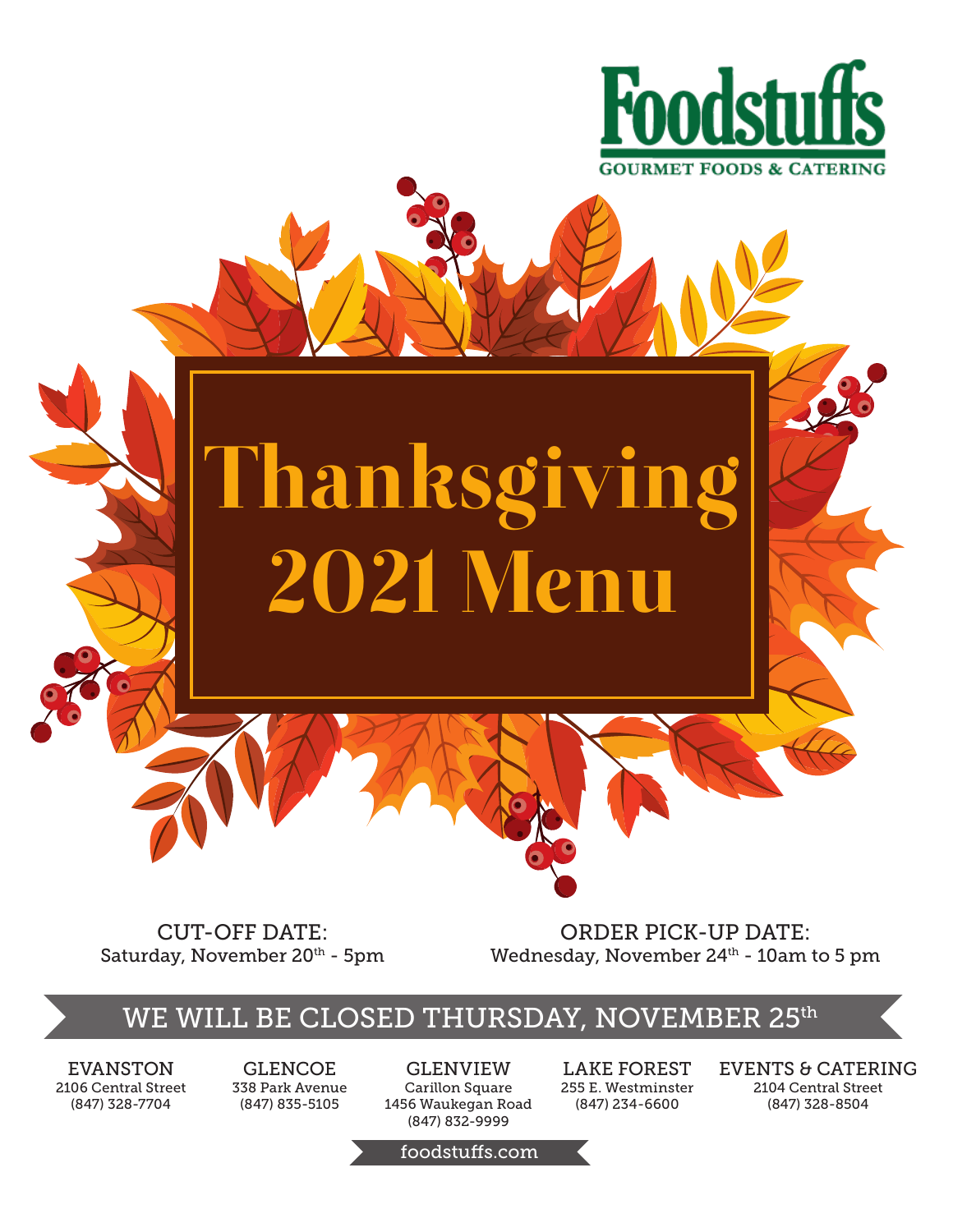**Foodstuffs**
GOURMET FOODS & CATERING

# Thanksgiving 2021 Menu

CUT-OFF DATE:
Saturday, November 20th - 5pm

ORDER PICK-UP DATE:
Wednesday, November 24th - 10am to 5 pm

## WE WILL BE CLOSED THURSDAY, NOVEMBER 25th

**EVANSTON**
2106 Central Street
(847) 328-7704

**GLENCOE**
338 Park Avenue
(847) 835-5105

**GLENVIEW**
Carillon Square
1456 Waukegan Road
(847) 832-9999

**LAKE FOREST**
255 E. Westminster
(847) 234-6600

**EVENTS & CATERING**
2104 Central Street
(847) 328-8504

foodstuffs.com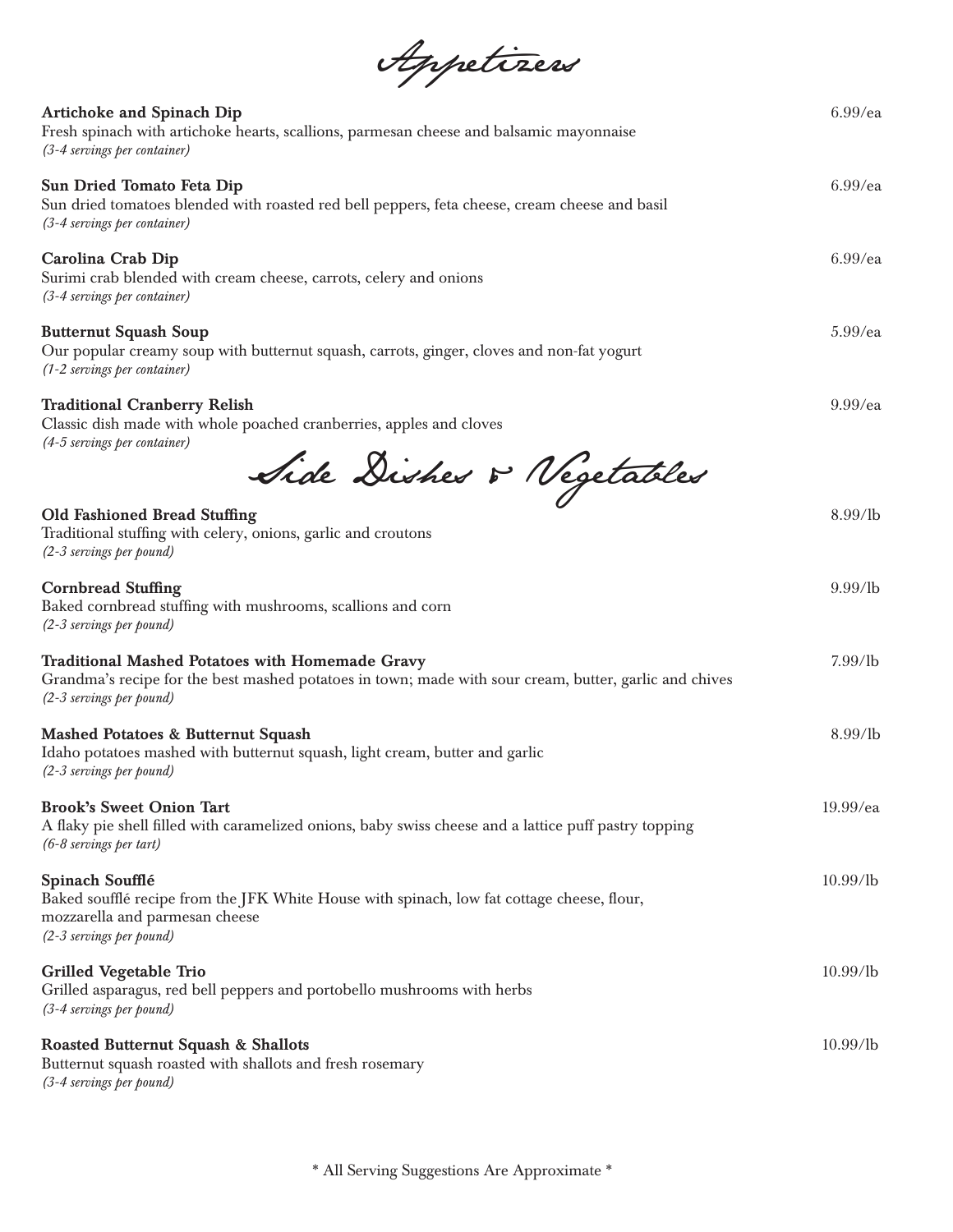# Appetizers

**Artichoke and Spinach Dip** 6.99/ea
Fresh spinach with artichoke hearts, scallions, parmesan cheese and balsamic mayonnaise
*(3-4 servings per container)*

**Sun Dried Tomato Feta Dip** 6.99/ea
Sun dried tomatoes blended with roasted red bell peppers, feta cheese, cream cheese and basil
*(3-4 servings per container)*

**Carolina Crab Dip** 6.99/ea
Surimi crab blended with cream cheese, carrots, celery and onions
*(3-4 servings per container)*

**Butternut Squash Soup** 5.99/ea
Our popular creamy soup with butternut squash, carrots, ginger, cloves and non-fat yogurt
*(1-2 servings per container)*

**Traditional Cranberry Relish** 9.99/ea
Classic dish made with whole poached cranberries, apples and cloves
*(4-5 servings per container)*

# Side Dishes & Vegetables

**Old Fashioned Bread Stuffing** 8.99/lb
Traditional stuffing with celery, onions, garlic and croutons
*(2-3 servings per pound)*

**Cornbread Stuffing** 9.99/lb
Baked cornbread stuffing with mushrooms, scallions and corn
*(2-3 servings per pound)*

**Traditional Mashed Potatoes with Homemade Gravy** 7.99/lb
Grandma's recipe for the best mashed potatoes in town; made with sour cream, butter, garlic and chives
*(2-3 servings per pound)*

**Mashed Potatoes & Butternut Squash** 8.99/lb
Idaho potatoes mashed with butternut squash, light cream, butter and garlic
*(2-3 servings per pound)*

**Brook's Sweet Onion Tart** 19.99/ea
A flaky pie shell filled with caramelized onions, baby swiss cheese and a lattice puff pastry topping
*(6-8 servings per tart)*

**Spinach Soufflé** 10.99/lb
Baked soufflé recipe from the JFK White House with spinach, low fat cottage cheese, flour, mozzarella and parmesan cheese
*(2-3 servings per pound)*

**Grilled Vegetable Trio** 10.99/lb
Grilled asparagus, red bell peppers and portobello mushrooms with herbs
*(3-4 servings per pound)*

**Roasted Butternut Squash & Shallots** 10.99/lb
Butternut squash roasted with shallots and fresh rosemary
*(3-4 servings per pound)*

* All Serving Suggestions Are Approximate *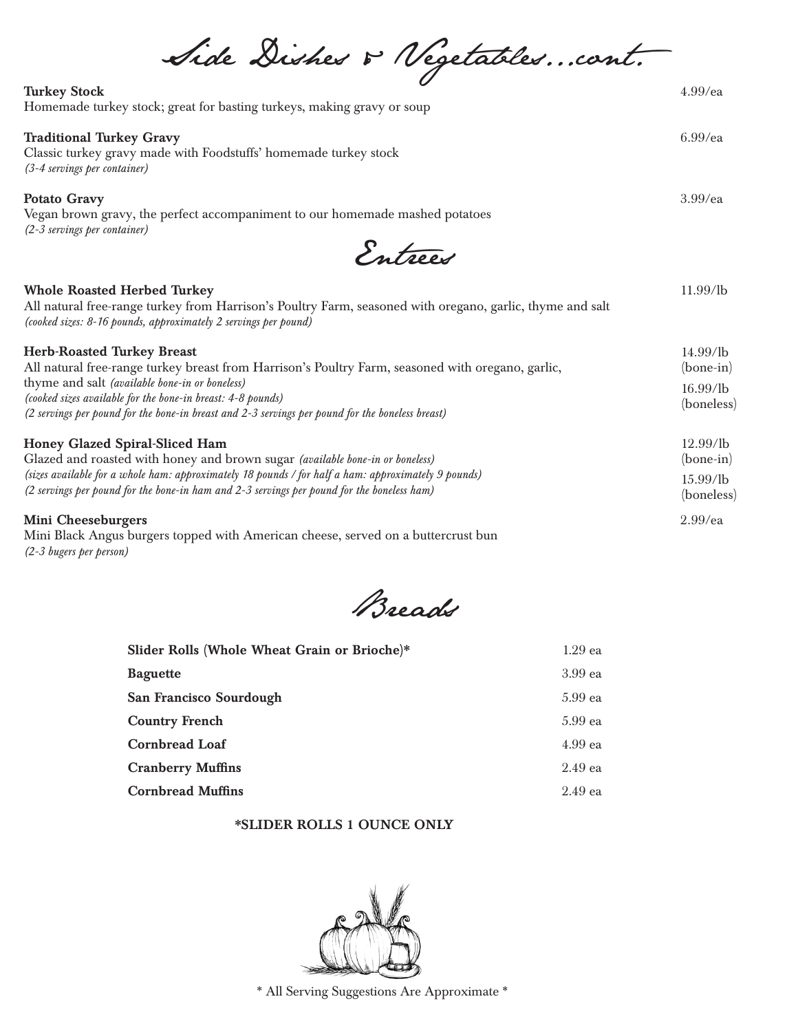# Side Dishes & Vegetables...cont.

**Turkey Stock** — 4.99/ea
Homemade turkey stock; great for basting turkeys, making gravy or soup

**Traditional Turkey Gravy** — 6.99/ea
Classic turkey gravy made with Foodstuffs' homemade turkey stock
*(3-4 servings per container)*

**Potato Gravy** — 3.99/ea
Vegan brown gravy, the perfect accompaniment to our homemade mashed potatoes
*(2-3 servings per container)*

# Entrees

**Whole Roasted Herbed Turkey** — 11.99/lb
All natural free-range turkey from Harrison's Poultry Farm, seasoned with oregano, garlic, thyme and salt
*(cooked sizes: 8-16 pounds, approximately 2 servings per pound)*

**Herb-Roasted Turkey Breast** — 14.99/lb (bone-in) / 16.99/lb (boneless)
All natural free-range turkey breast from Harrison's Poultry Farm, seasoned with oregano, garlic, thyme and salt *(available bone-in or boneless)*
*(cooked sizes available for the bone-in breast: 4-8 pounds)*
*(2 servings per pound for the bone-in breast and 2-3 servings per pound for the boneless breast)*

**Honey Glazed Spiral-Sliced Ham** — 12.99/lb (bone-in) / 15.99/lb (boneless)
Glazed and roasted with honey and brown sugar *(available bone-in or boneless)*
*(sizes available for a whole ham: approximately 18 pounds / for half a ham: approximately 9 pounds)*
*(2 servings per pound for the bone-in ham and 2-3 servings per pound for the boneless ham)*

**Mini Cheeseburgers** — 2.99/ea
Mini Black Angus burgers topped with American cheese, served on a buttercrust bun
*(2-3 bugers per person)*

# Breads

| Item | Price |
|---|---|
| **Slider Rolls (Whole Wheat Grain or Brioche)*** | 1.29 ea |
| **Baguette** | 3.99 ea |
| **San Francisco Sourdough** | 5.99 ea |
| **Country French** | 5.99 ea |
| **Cornbread Loaf** | 4.99 ea |
| **Cranberry Muffins** | 2.49 ea |
| **Cornbread Muffins** | 2.49 ea |

**\*SLIDER ROLLS 1 OUNCE ONLY**

\* All Serving Suggestions Are Approximate \*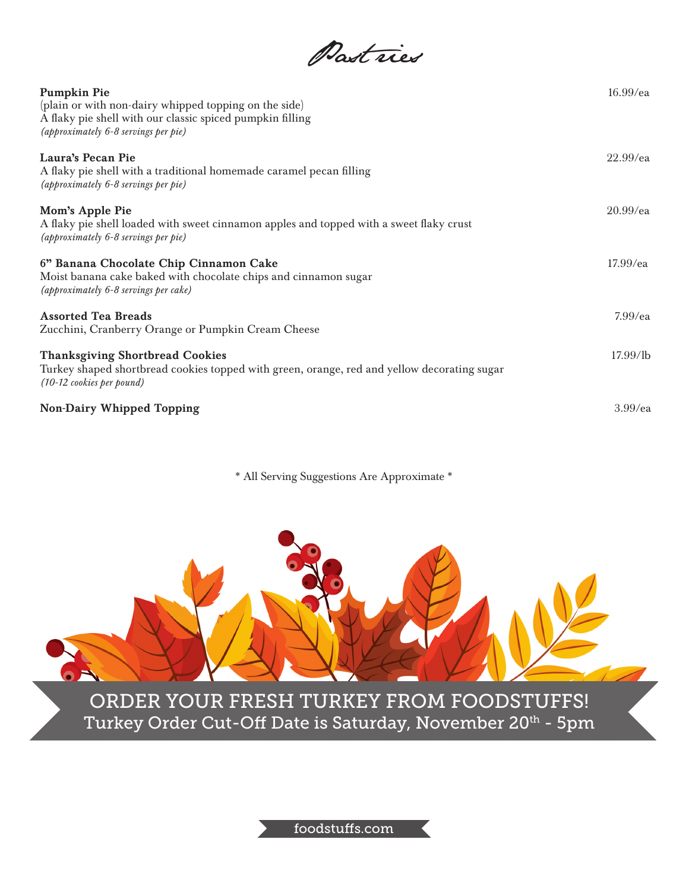# Pastries

**Pumpkin Pie** 16.99/ea
(plain or with non-dairy whipped topping on the side)
A flaky pie shell with our classic spiced pumpkin filling
*(approximately 6-8 servings per pie)*

**Laura's Pecan Pie** 22.99/ea
A flaky pie shell with a traditional homemade caramel pecan filling
*(approximately 6-8 servings per pie)*

**Mom's Apple Pie** 20.99/ea
A flaky pie shell loaded with sweet cinnamon apples and topped with a sweet flaky crust
*(approximately 6-8 servings per pie)*

**6" Banana Chocolate Chip Cinnamon Cake** 17.99/ea
Moist banana cake baked with chocolate chips and cinnamon sugar
*(approximately 6-8 servings per cake)*

**Assorted Tea Breads** 7.99/ea
Zucchini, Cranberry Orange or Pumpkin Cream Cheese

**Thanksgiving Shortbread Cookies** 17.99/lb
Turkey shaped shortbread cookies topped with green, orange, red and yellow decorating sugar
*(10-12 cookies per pound)*

**Non-Dairy Whipped Topping** 3.99/ea

\* All Serving Suggestions Are Approximate \*

ORDER YOUR FRESH TURKEY FROM FOODSTUFFS!
Turkey Order Cut-Off Date is Saturday, November 20th - 5pm

foodstuffs.com